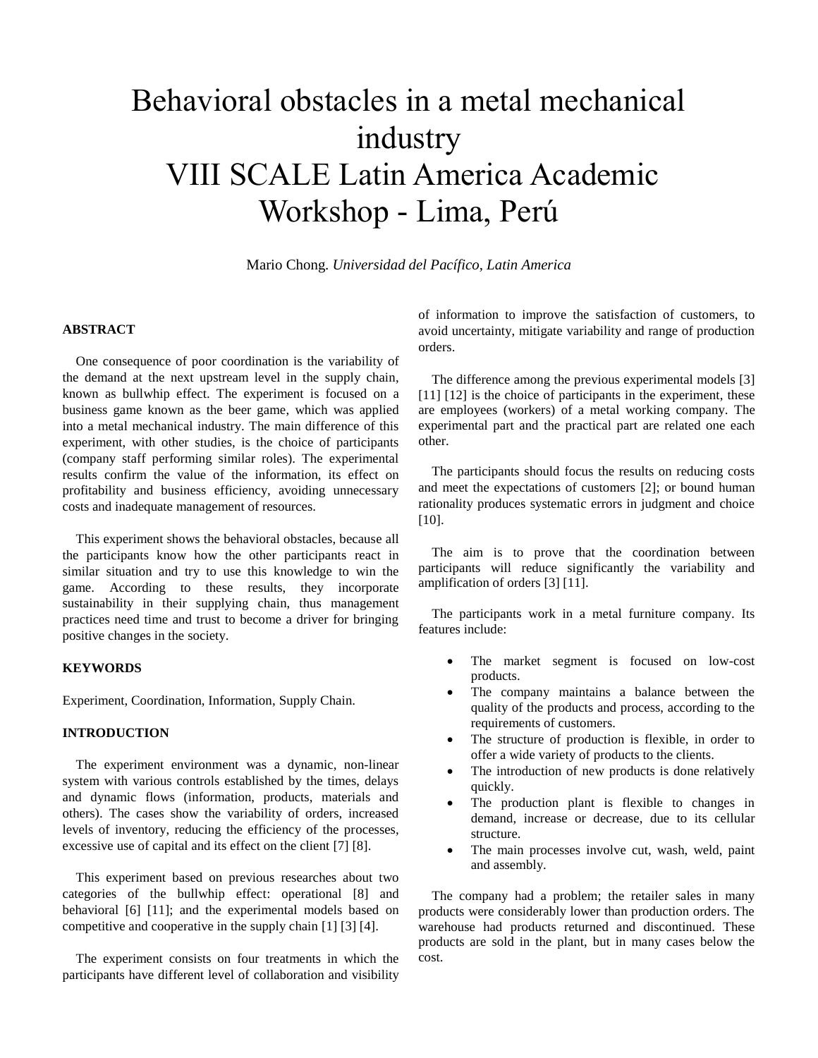# Behavioral obstacles in a metal mechanical industry
# VIII SCALE Latin America Academic Workshop - Lima, Perú

Mario Chong. *Universidad del Pacífico, Latin America*

## ABSTRACT

One consequence of poor coordination is the variability of the demand at the next upstream level in the supply chain, known as bullwhip effect. The experiment is focused on a business game known as the beer game, which was applied into a metal mechanical industry. The main difference of this experiment, with other studies, is the choice of participants (company staff performing similar roles). The experimental results confirm the value of the information, its effect on profitability and business efficiency, avoiding unnecessary costs and inadequate management of resources.

This experiment shows the behavioral obstacles, because all the participants know how the other participants react in similar situation and try to use this knowledge to win the game. According to these results, they incorporate sustainability in their supplying chain, thus management practices need time and trust to become a driver for bringing positive changes in the society.

## KEYWORDS

Experiment, Coordination, Information, Supply Chain.

## INTRODUCTION

The experiment environment was a dynamic, non-linear system with various controls established by the times, delays and dynamic flows (information, products, materials and others). The cases show the variability of orders, increased levels of inventory, reducing the efficiency of the processes, excessive use of capital and its effect on the client [7] [8].

This experiment based on previous researches about two categories of the bullwhip effect: operational [8] and behavioral [6] [11]; and the experimental models based on competitive and cooperative in the supply chain [1] [3] [4].

The experiment consists on four treatments in which the participants have different level of collaboration and visibility of information to improve the satisfaction of customers, to avoid uncertainty, mitigate variability and range of production orders.

The difference among the previous experimental models [3] [11] [12] is the choice of participants in the experiment, these are employees (workers) of a metal working company. The experimental part and the practical part are related one each other.

The participants should focus the results on reducing costs and meet the expectations of customers [2]; or bound human rationality produces systematic errors in judgment and choice [10].

The aim is to prove that the coordination between participants will reduce significantly the variability and amplification of orders [3] [11].

The participants work in a metal furniture company. Its features include:

- The market segment is focused on low-cost products.
- The company maintains a balance between the quality of the products and process, according to the requirements of customers.
- The structure of production is flexible, in order to offer a wide variety of products to the clients.
- The introduction of new products is done relatively quickly.
- The production plant is flexible to changes in demand, increase or decrease, due to its cellular structure.
- The main processes involve cut, wash, weld, paint and assembly.

The company had a problem; the retailer sales in many products were considerably lower than production orders. The warehouse had products returned and discontinued. These products are sold in the plant, but in many cases below the cost.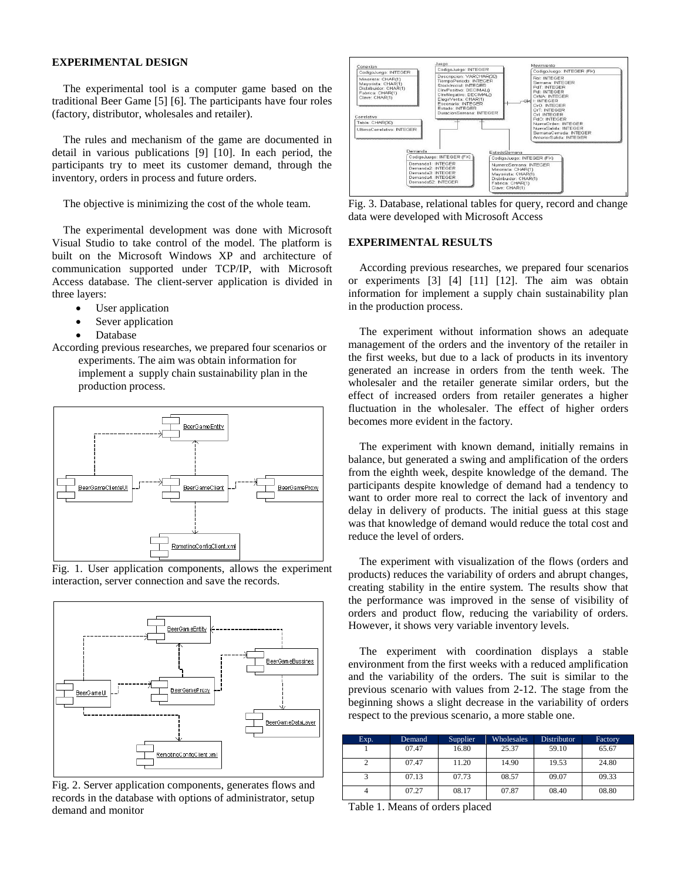## EXPERIMENTAL DESIGN

The experimental tool is a computer game based on the traditional Beer Game [5] [6]. The participants have four roles (factory, distributor, wholesales and retailer).

The rules and mechanism of the game are documented in detail in various publications [9] [10]. In each period, the participants try to meet its customer demand, through the inventory, orders in process and future orders.

The objective is minimizing the cost of the whole team.

The experimental development was done with Microsoft Visual Studio to take control of the model. The platform is built on the Microsoft Windows XP and architecture of communication supported under TCP/IP, with Microsoft Access database. The client-server application is divided in three layers:

- User application
- Sever application
- Database

According previous researches, we prepared four scenarios or experiments. The aim was obtain information for implement a supply chain sustainability plan in the production process.

Fig. 1. User application components, allows the experiment interaction, server connection and save the records.

Fig. 2. Server application components, generates flows and records in the database with options of administrator, setup demand and monitor

Fig. 3. Database, relational tables for query, record and change data were developed with Microsoft Access

## EXPERIMENTAL RESULTS

According previous researches, we prepared four scenarios or experiments [3] [4] [11] [12]. The aim was obtain information for implement a supply chain sustainability plan in the production process.

The experiment without information shows an adequate management of the orders and the inventory of the retailer in the first weeks, but due to a lack of products in its inventory generated an increase in orders from the tenth week. The wholesaler and the retailer generate similar orders, but the effect of increased orders from retailer generates a higher fluctuation in the wholesaler. The effect of higher orders becomes more evident in the factory.

The experiment with known demand, initially remains in balance, but generated a swing and amplification of the orders from the eighth week, despite knowledge of the demand. The participants despite knowledge of demand had a tendency to want to order more real to correct the lack of inventory and delay in delivery of products. The initial guess at this stage was that knowledge of demand would reduce the total cost and reduce the level of orders.

The experiment with visualization of the flows (orders and products) reduces the variability of orders and abrupt changes, creating stability in the entire system. The results show that the performance was improved in the sense of visibility of orders and product flow, reducing the variability of orders. However, it shows very variable inventory levels.

The experiment with coordination displays a stable environment from the first weeks with a reduced amplification and the variability of the orders. The suit is similar to the previous scenario with values from 2-12. The stage from the beginning shows a slight decrease in the variability of orders respect to the previous scenario, a more stable one.

| Exp. | Demand | Supplier | Wholesales | Distributor | Factory |
|---|---|---|---|---|---|
| 1 | 07.47 | 16.80 | 25.37 | 59.10 | 65.67 |
| 2 | 07.47 | 11.20 | 14.90 | 19.53 | 24.80 |
| 3 | 07.13 | 07.73 | 08.57 | 09.07 | 09.33 |
| 4 | 07.27 | 08.17 | 07.87 | 08.40 | 08.80 |

Table 1. Means of orders placed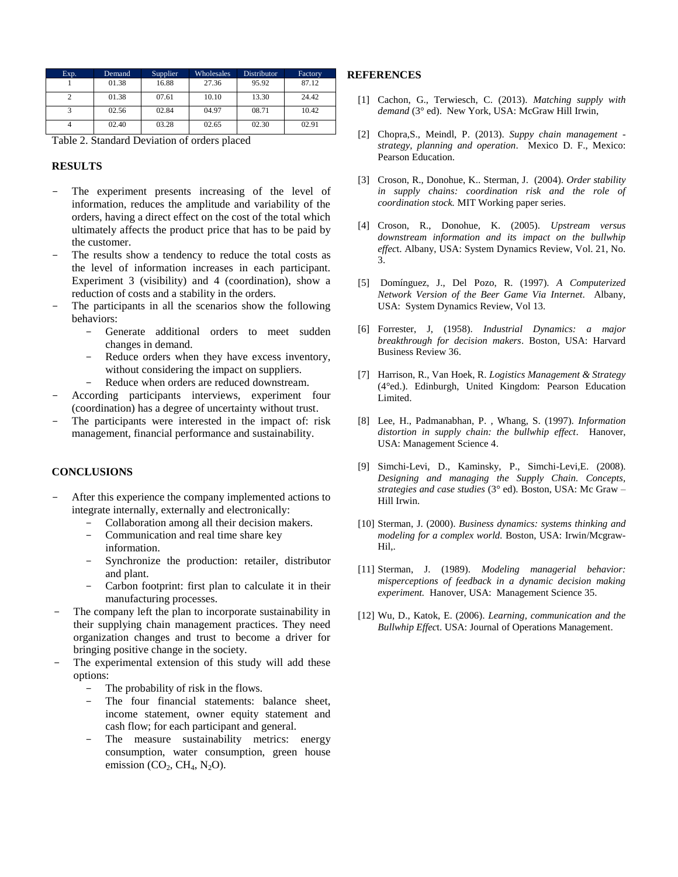| Exp. | Demand | Supplier | Wholesales | Distributor | Factory |
|---|---|---|---|---|---|
| 1 | 01.38 | 16.88 | 27.36 | 95.92 | 87.12 |
| 2 | 01.38 | 07.61 | 10.10 | 13.30 | 24.42 |
| 3 | 02.56 | 02.84 | 04.97 | 08.71 | 10.42 |
| 4 | 02.40 | 03.28 | 02.65 | 02.30 | 02.91 |

Table 2. Standard Deviation of orders placed

## RESULTS

- The experiment presents increasing of the level of information, reduces the amplitude and variability of the orders, having a direct effect on the cost of the total which ultimately affects the product price that has to be paid by the customer.
- The results show a tendency to reduce the total costs as the level of information increases in each participant. Experiment 3 (visibility) and 4 (coordination), show a reduction of costs and a stability in the orders.
- The participants in all the scenarios show the following behaviors:
  - Generate additional orders to meet sudden changes in demand.
  - Reduce orders when they have excess inventory, without considering the impact on suppliers.
  - Reduce when orders are reduced downstream.
- According participants interviews, experiment four (coordination) has a degree of uncertainty without trust.
- The participants were interested in the impact of: risk management, financial performance and sustainability.

## CONCLUSIONS

- After this experience the company implemented actions to integrate internally, externally and electronically:
  - Collaboration among all their decision makers.
  - Communication and real time share key information.
  - Synchronize the production: retailer, distributor and plant.
  - Carbon footprint: first plan to calculate it in their manufacturing processes.
- The company left the plan to incorporate sustainability in their supplying chain management practices. They need organization changes and trust to become a driver for bringing positive change in the society.
- The experimental extension of this study will add these options:
  - The probability of risk in the flows.
  - The four financial statements: balance sheet, income statement, owner equity statement and cash flow; for each participant and general.
  - The measure sustainability metrics: energy consumption, water consumption, green house emission ($CO_2$, $CH_4$, $N_2O$).

## REFERENCES

[1] Cachon, G., Terwiesch, C. (2013). *Matching supply with demand* (3° ed). New York, USA: McGraw Hill Irwin,

[2] Chopra,S., Meindl, P. (2013). *Suppy chain management - strategy, planning and operation*. Mexico D. F., Mexico: Pearson Education.

[3] Croson, R., Donohue, K.. Sterman, J. (2004). *Order stability in supply chains: coordination risk and the role of coordination stock.* MIT Working paper series.

[4] Croson, R., Donohue, K. (2005). *Upstream versus downstream information and its impact on the bullwhip effec*t. Albany, USA: System Dynamics Review, Vol. 21, No. 3.

[5] Domínguez, J., Del Pozo, R. (1997). *A Computerized Network Version of the Beer Game Via Internet*. Albany, USA: System Dynamics Review, Vol 13.

[6] Forrester, J, (1958). *Industrial Dynamics: a major breakthrough for decision makers*. Boston, USA: Harvard Business Review 36.

[7] Harrison, R., Van Hoek, R. *Logistics Management & Strategy* (4°ed.). Edinburgh, United Kingdom: Pearson Education Limited.

[8] Lee, H., Padmanabhan, P. , Whang, S. (1997). *Information distortion in supply chain: the bullwhip effect*. Hanover, USA: Management Science 4.

[9] Simchi-Levi, D., Kaminsky, P., Simchi-Levi,E. (2008). *Designing and managing the Supply Chain. Concepts, strategies and case studies* (3° ed). Boston, USA: Mc Graw – Hill Irwin.

[10] Sterman, J. (2000). *Business dynamics: systems thinking and modeling for a complex world.* Boston, USA: Irwin/Mcgraw-Hil,.

[11] Sterman, J. (1989). *Modeling managerial behavior: misperceptions of feedback in a dynamic decision making experiment.* Hanover, USA: Management Science 35.

[12] Wu, D., Katok, E. (2006). *Learning, communication and the Bullwhip Effec*t. USA: Journal of Operations Management.